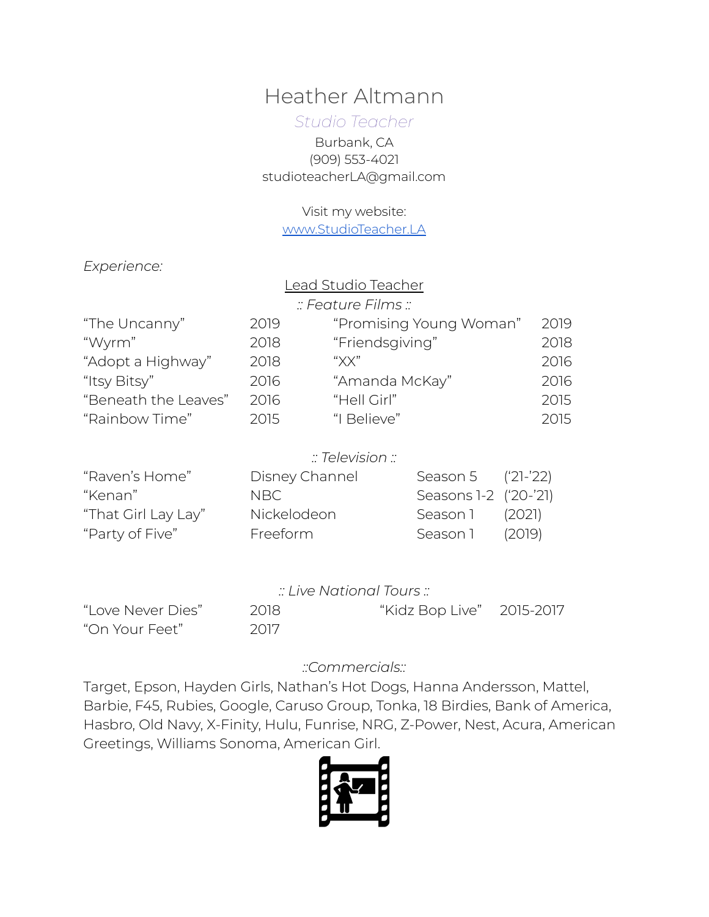# Heather Altmann

*Studio Teacher*

Burbank, CA
(909) 553-4021
studioteacherLA@gmail.com

Visit my website:
[www.StudioTeacher.LA](http://www.StudioTeacher.LA)

*Experience:*

## Lead Studio Teacher

*:: Feature Films ::*

| | | | |
|---|---|---|---|
| "The Uncanny" | 2019 | "Promising Young Woman" | 2019 |
| "Wyrm" | 2018 | "Friendsgiving" | 2018 |
| "Adopt a Highway" | 2018 | "XX" | 2016 |
| "Itsy Bitsy" | 2016 | "Amanda McKay" | 2016 |
| "Beneath the Leaves" | 2016 | "Hell Girl" | 2015 |
| "Rainbow Time" | 2015 | "I Believe" | 2015 |

*:: Television ::*

| | | | |
|---|---|---|---|
| "Raven's Home" | Disney Channel | Season 5 | ('21-'22) |
| "Kenan" | NBC | Seasons 1-2 | ('20-'21) |
| "That Girl Lay Lay" | Nickelodeon | Season 1 | (2021) |
| "Party of Five" | Freeform | Season 1 | (2019) |

*:: Live National Tours ::*

| | | | |
|---|---|---|---|
| "Love Never Dies" | 2018 | "Kidz Bop Live" | 2015-2017 |
| "On Your Feet" | 2017 | | |

*::Commercials::*

Target, Epson, Hayden Girls, Nathan's Hot Dogs, Hanna Andersson, Mattel, Barbie, F45, Rubies, Google, Caruso Group, Tonka, 18 Birdies, Bank of America, Hasbro, Old Navy, X-Finity, Hulu, Funrise, NRG, Z-Power, Nest, Acura, American Greetings, Williams Sonoma, American Girl.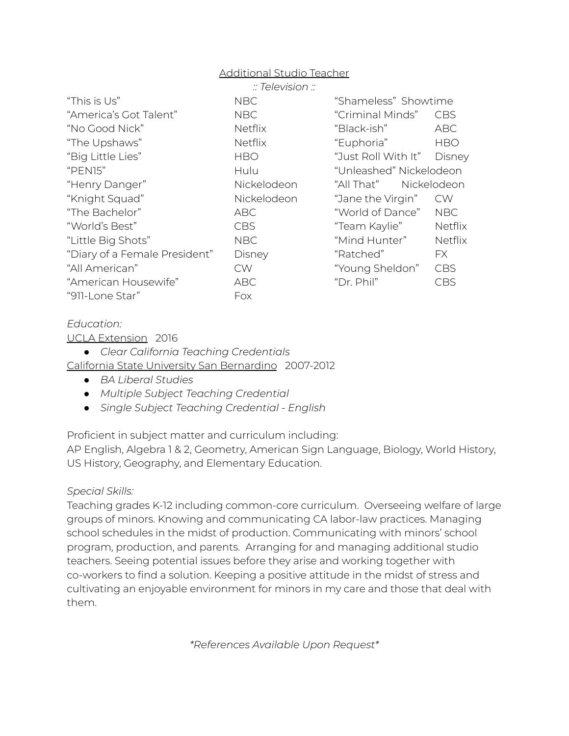Additional Studio Teacher

*:: Television ::*

| | | | |
|---|---|---|---|
| "This is Us" | NBC | "Shameless" | Showtime |
| "America's Got Talent" | NBC | "Criminal Minds" | CBS |
| "No Good Nick" | Netflix | "Black-ish" | ABC |
| "The Upshaws" | Netflix | "Euphoria" | HBO |
| "Big Little Lies" | HBO | "Just Roll With It" | Disney |
| "PEN15" | Hulu | "Unleashed" | Nickelodeon |
| "Henry Danger" | Nickelodeon | "All That" | Nickelodeon |
| "Knight Squad" | Nickelodeon | "Jane the Virgin" | CW |
| "The Bachelor" | ABC | "World of Dance" | NBC |
| "World's Best" | CBS | "Team Kaylie" | Netflix |
| "Little Big Shots" | NBC | "Mind Hunter" | Netflix |
| "Diary of a Female President" | Disney | "Ratched" | FX |
| "All American" | CW | "Young Sheldon" | CBS |
| "American Housewife" | ABC | "Dr. Phil" | CBS |
| "911-Lone Star" | Fox | | |

*Education:*

UCLA Extension 2016

- *Clear California Teaching Credentials*

California State University San Bernardino 2007-2012

- *BA Liberal Studies*
- *Multiple Subject Teaching Credential*
- *Single Subject Teaching Credential - English*

Proficient in subject matter and curriculum including:
AP English, Algebra 1 & 2, Geometry, American Sign Language, Biology, World History, US History, Geography, and Elementary Education.

*Special Skills:*

Teaching grades K-12 including common-core curriculum. Overseeing welfare of large groups of minors. Knowing and communicating CA labor-law practices. Managing school schedules in the midst of production. Communicating with minors' school program, production, and parents. Arranging for and managing additional studio teachers. Seeing potential issues before they arise and working together with co-workers to find a solution. Keeping a positive attitude in the midst of stress and cultivating an enjoyable environment for minors in my care and those that deal with them.

*\*References Available Upon Request\**